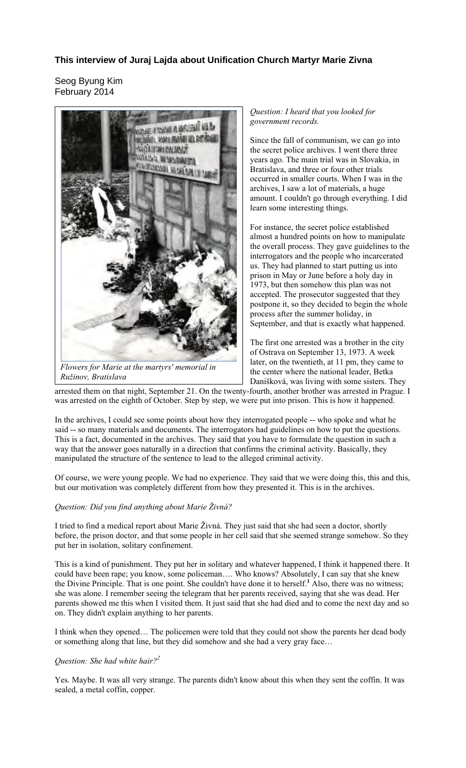## This interview of Juraj Lajda about Unification Church Martyr Marie Zivna

Seog Byung Kim
February 2014

*Flowers for Marie at the martyrs' memorial in Ružinov, Bratislava*

*Question: I heard that you looked for government records.*

Since the fall of communism, we can go into the secret police archives. I went there three years ago. The main trial was in Slovakia, in Bratislava, and three or four other trials occurred in smaller courts. When I was in the archives, I saw a lot of materials, a huge amount. I couldn't go through everything. I did learn some interesting things.

For instance, the secret police established almost a hundred points on how to manipulate the overall process. They gave guidelines to the interrogators and the people who incarcerated us. They had planned to start putting us into prison in May or June before a holy day in 1973, but then somehow this plan was not accepted. The prosecutor suggested that they postpone it, so they decided to begin the whole process after the summer holiday, in September, and that is exactly what happened.

The first one arrested was a brother in the city of Ostrava on September 13, 1973. A week later, on the twentieth, at 11 pm, they came to the center where the national leader, Betka Danišková, was living with some sisters. They arrested them on that night, September 21. On the twenty-fourth, another brother was arrested in Prague. I was arrested on the eighth of October. Step by step, we were put into prison. This is how it happened.

In the archives, I could see some points about how they interrogated people -- who spoke and what he said -- so many materials and documents. The interrogators had guidelines on how to put the questions. This is a fact, documented in the archives. They said that you have to formulate the question in such a way that the answer goes naturally in a direction that confirms the criminal activity. Basically, they manipulated the structure of the sentence to lead to the alleged criminal activity.

Of course, we were young people. We had no experience. They said that we were doing this, this and this, but our motivation was completely different from how they presented it. This is in the archives.

*Question: Did you find anything about Marie Živná?*

I tried to find a medical report about Marie Živná. They just said that she had seen a doctor, shortly before, the prison doctor, and that some people in her cell said that she seemed strange somehow. So they put her in isolation, solitary confinement.

This is a kind of punishment. They put her in solitary and whatever happened, I think it happened there. It could have been rape; you know, some policeman…. Who knows? Absolutely, I can say that she knew the Divine Principle. That is one point. She couldn't have done it to herself.[1] Also, there was no witness; she was alone. I remember seeing the telegram that her parents received, saying that she was dead. Her parents showed me this when I visited them. It just said that she had died and to come the next day and so on. They didn't explain anything to her parents.

I think when they opened… The policemen were told that they could not show the parents her dead body or something along that line, but they did somehow and she had a very gray face…

*Question: She had white hair?[2]*

Yes. Maybe. It was all very strange. The parents didn't know about this when they sent the coffin. It was sealed, a metal coffin, copper.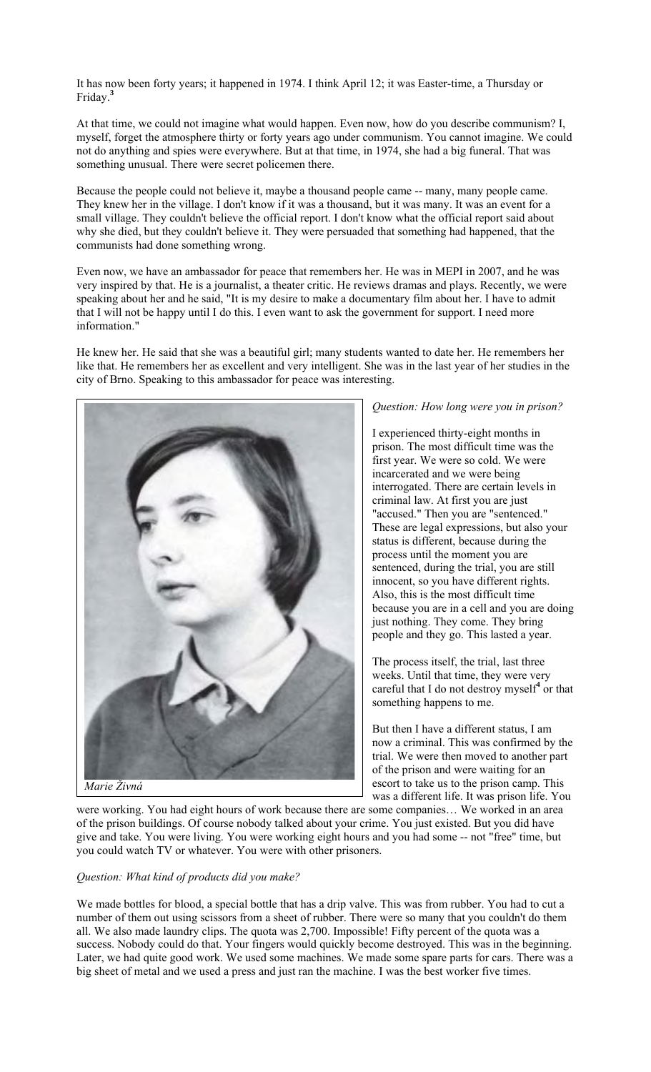It has now been forty years; it happened in 1974. I think April 12; it was Easter-time, a Thursday or Friday.[3]

At that time, we could not imagine what would happen. Even now, how do you describe communism? I, myself, forget the atmosphere thirty or forty years ago under communism. You cannot imagine. We could not do anything and spies were everywhere. But at that time, in 1974, she had a big funeral. That was something unusual. There were secret policemen there.

Because the people could not believe it, maybe a thousand people came -- many, many people came. They knew her in the village. I don't know if it was a thousand, but it was many. It was an event for a small village. They couldn't believe the official report. I don't know what the official report said about why she died, but they couldn't believe it. They were persuaded that something had happened, that the communists had done something wrong.

Even now, we have an ambassador for peace that remembers her. He was in MEPI in 2007, and he was very inspired by that. He is a journalist, a theater critic. He reviews dramas and plays. Recently, we were speaking about her and he said, "It is my desire to make a documentary film about her. I have to admit that I will not be happy until I do this. I even want to ask the government for support. I need more information."

He knew her. He said that she was a beautiful girl; many students wanted to date her. He remembers her like that. He remembers her as excellent and very intelligent. She was in the last year of her studies in the city of Brno. Speaking to this ambassador for peace was interesting.

*Marie Živná*

*Question: How long were you in prison?*

I experienced thirty-eight months in prison. The most difficult time was the first year. We were so cold. We were incarcerated and we were being interrogated. There are certain levels in criminal law. At first you are just "accused." Then you are "sentenced." These are legal expressions, but also your status is different, because during the process until the moment you are sentenced, during the trial, you are still innocent, so you have different rights. Also, this is the most difficult time because you are in a cell and you are doing just nothing. They come. They bring people and they go. This lasted a year.

The process itself, the trial, last three weeks. Until that time, they were very careful that I do not destroy myself[4] or that something happens to me.

But then I have a different status, I am now a criminal. This was confirmed by the trial. We were then moved to another part of the prison and were waiting for an escort to take us to the prison camp. This was a different life. It was prison life. You were working. You had eight hours of work because there are some companies… We worked in an area of the prison buildings. Of course nobody talked about your crime. You just existed. But you did have give and take. You were living. You were working eight hours and you had some -- not "free" time, but you could watch TV or whatever. You were with other prisoners.

*Question: What kind of products did you make?*

We made bottles for blood, a special bottle that has a drip valve. This was from rubber. You had to cut a number of them out using scissors from a sheet of rubber. There were so many that you couldn't do them all. We also made laundry clips. The quota was 2,700. Impossible! Fifty percent of the quota was a success. Nobody could do that. Your fingers would quickly become destroyed. This was in the beginning. Later, we had quite good work. We used some machines. We made some spare parts for cars. There was a big sheet of metal and we used a press and just ran the machine. I was the best worker five times.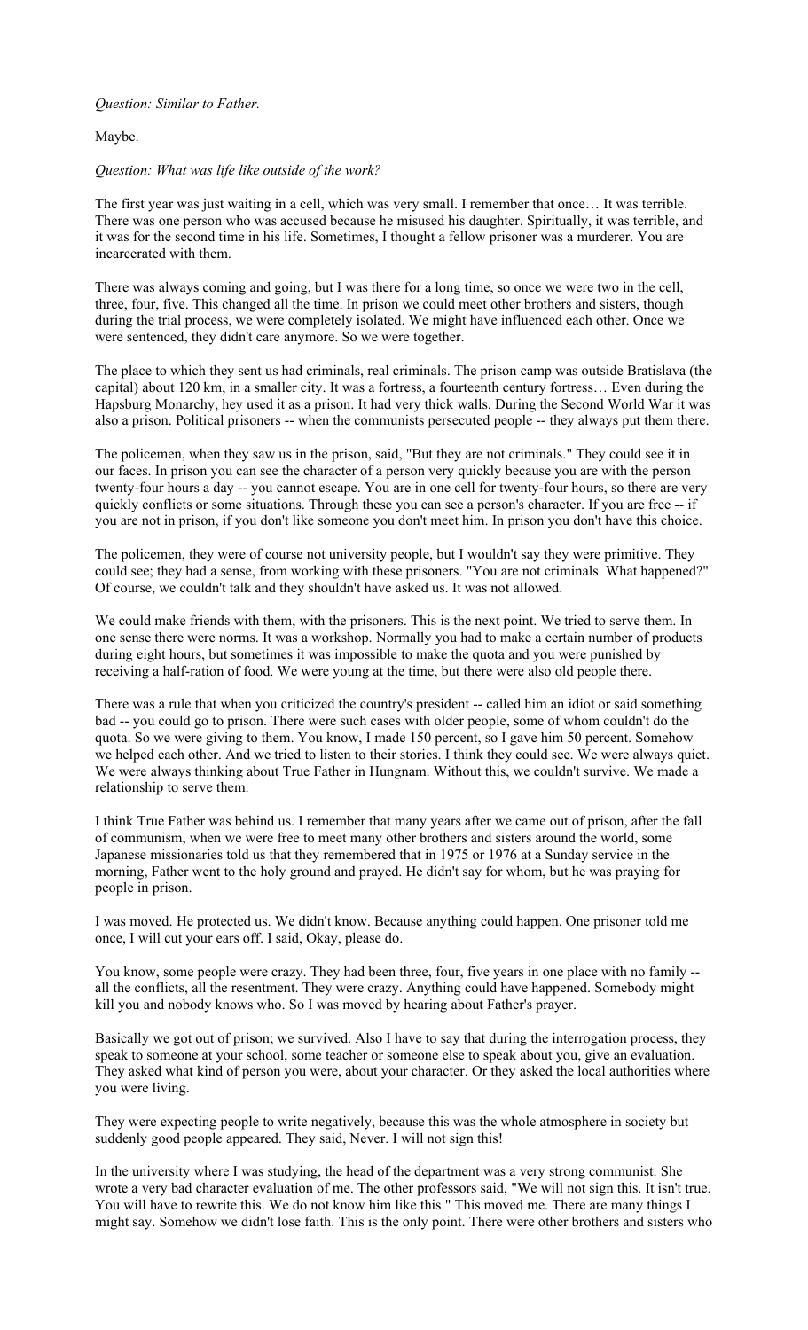*Question: Similar to Father.*

Maybe.

*Question: What was life like outside of the work?*

The first year was just waiting in a cell, which was very small. I remember that once… It was terrible. There was one person who was accused because he misused his daughter. Spiritually, it was terrible, and it was for the second time in his life. Sometimes, I thought a fellow prisoner was a murderer. You are incarcerated with them.

There was always coming and going, but I was there for a long time, so once we were two in the cell, three, four, five. This changed all the time. In prison we could meet other brothers and sisters, though during the trial process, we were completely isolated. We might have influenced each other. Once we were sentenced, they didn't care anymore. So we were together.

The place to which they sent us had criminals, real criminals. The prison camp was outside Bratislava (the capital) about 120 km, in a smaller city. It was a fortress, a fourteenth century fortress… Even during the Hapsburg Monarchy, hey used it as a prison. It had very thick walls. During the Second World War it was also a prison. Political prisoners -- when the communists persecuted people -- they always put them there.

The policemen, when they saw us in the prison, said, "But they are not criminals." They could see it in our faces. In prison you can see the character of a person very quickly because you are with the person twenty-four hours a day -- you cannot escape. You are in one cell for twenty-four hours, so there are very quickly conflicts or some situations. Through these you can see a person's character. If you are free -- if you are not in prison, if you don't like someone you don't meet him. In prison you don't have this choice.

The policemen, they were of course not university people, but I wouldn't say they were primitive. They could see; they had a sense, from working with these prisoners. "You are not criminals. What happened?" Of course, we couldn't talk and they shouldn't have asked us. It was not allowed.

We could make friends with them, with the prisoners. This is the next point. We tried to serve them. In one sense there were norms. It was a workshop. Normally you had to make a certain number of products during eight hours, but sometimes it was impossible to make the quota and you were punished by receiving a half-ration of food. We were young at the time, but there were also old people there.

There was a rule that when you criticized the country's president -- called him an idiot or said something bad -- you could go to prison. There were such cases with older people, some of whom couldn't do the quota. So we were giving to them. You know, I made 150 percent, so I gave him 50 percent. Somehow we helped each other. And we tried to listen to their stories. I think they could see. We were always quiet. We were always thinking about True Father in Hungnam. Without this, we couldn't survive. We made a relationship to serve them.

I think True Father was behind us. I remember that many years after we came out of prison, after the fall of communism, when we were free to meet many other brothers and sisters around the world, some Japanese missionaries told us that they remembered that in 1975 or 1976 at a Sunday service in the morning, Father went to the holy ground and prayed. He didn't say for whom, but he was praying for people in prison.

I was moved. He protected us. We didn't know. Because anything could happen. One prisoner told me once, I will cut your ears off. I said, Okay, please do.

You know, some people were crazy. They had been three, four, five years in one place with no family -- all the conflicts, all the resentment. They were crazy. Anything could have happened. Somebody might kill you and nobody knows who. So I was moved by hearing about Father's prayer.

Basically we got out of prison; we survived. Also I have to say that during the interrogation process, they speak to someone at your school, some teacher or someone else to speak about you, give an evaluation. They asked what kind of person you were, about your character. Or they asked the local authorities where you were living.

They were expecting people to write negatively, because this was the whole atmosphere in society but suddenly good people appeared. They said, Never. I will not sign this!

In the university where I was studying, the head of the department was a very strong communist. She wrote a very bad character evaluation of me. The other professors said, "We will not sign this. It isn't true. You will have to rewrite this. We do not know him like this." This moved me. There are many things I might say. Somehow we didn't lose faith. This is the only point. There were other brothers and sisters who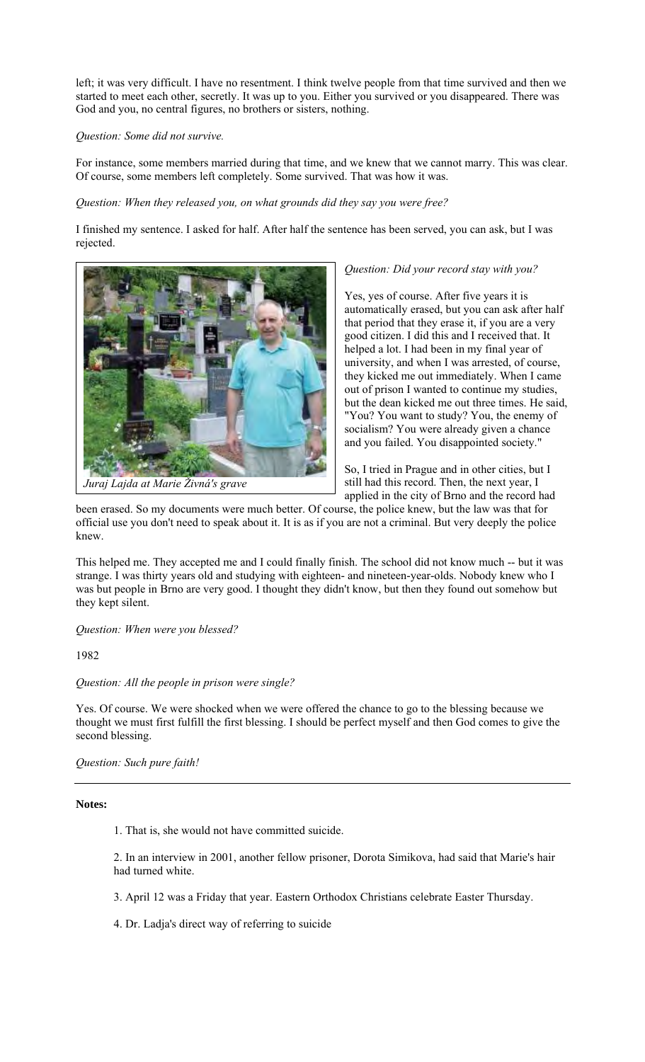left; it was very difficult. I have no resentment. I think twelve people from that time survived and then we started to meet each other, secretly. It was up to you. Either you survived or you disappeared. There was God and you, no central figures, no brothers or sisters, nothing.

*Question: Some did not survive.*

For instance, some members married during that time, and we knew that we cannot marry. This was clear. Of course, some members left completely. Some survived. That was how it was.

*Question: When they released you, on what grounds did they say you were free?*

I finished my sentence. I asked for half. After half the sentence has been served, you can ask, but I was rejected.

*Question: Did your record stay with you?*

Yes, yes of course. After five years it is automatically erased, but you can ask after half that period that they erase it, if you are a very good citizen. I did this and I received that. It helped a lot. I had been in my final year of university, and when I was arrested, of course, they kicked me out immediately. When I came out of prison I wanted to continue my studies, but the dean kicked me out three times. He said, "You? You want to study? You, the enemy of socialism? You were already given a chance and you failed. You disappointed society."

*Juraj Lajda at Marie Živná's grave*

So, I tried in Prague and in other cities, but I still had this record. Then, the next year, I applied in the city of Brno and the record had been erased. So my documents were much better. Of course, the police knew, but the law was that for official use you don't need to speak about it. It is as if you are not a criminal. But very deeply the police knew.

This helped me. They accepted me and I could finally finish. The school did not know much -- but it was strange. I was thirty years old and studying with eighteen- and nineteen-year-olds. Nobody knew who I was but people in Brno are very good. I thought they didn't know, but then they found out somehow but they kept silent.

*Question: When were you blessed?*

1982

*Question: All the people in prison were single?*

Yes. Of course. We were shocked when we were offered the chance to go to the blessing because we thought we must first fulfill the first blessing. I should be perfect myself and then God comes to give the second blessing.

*Question: Such pure faith!*

---

**Notes:**

1. That is, she would not have committed suicide.

2. In an interview in 2001, another fellow prisoner, Dorota Simikova, had said that Marie's hair had turned white.

3. April 12 was a Friday that year. Eastern Orthodox Christians celebrate Easter Thursday.

4. Dr. Ladja's direct way of referring to suicide